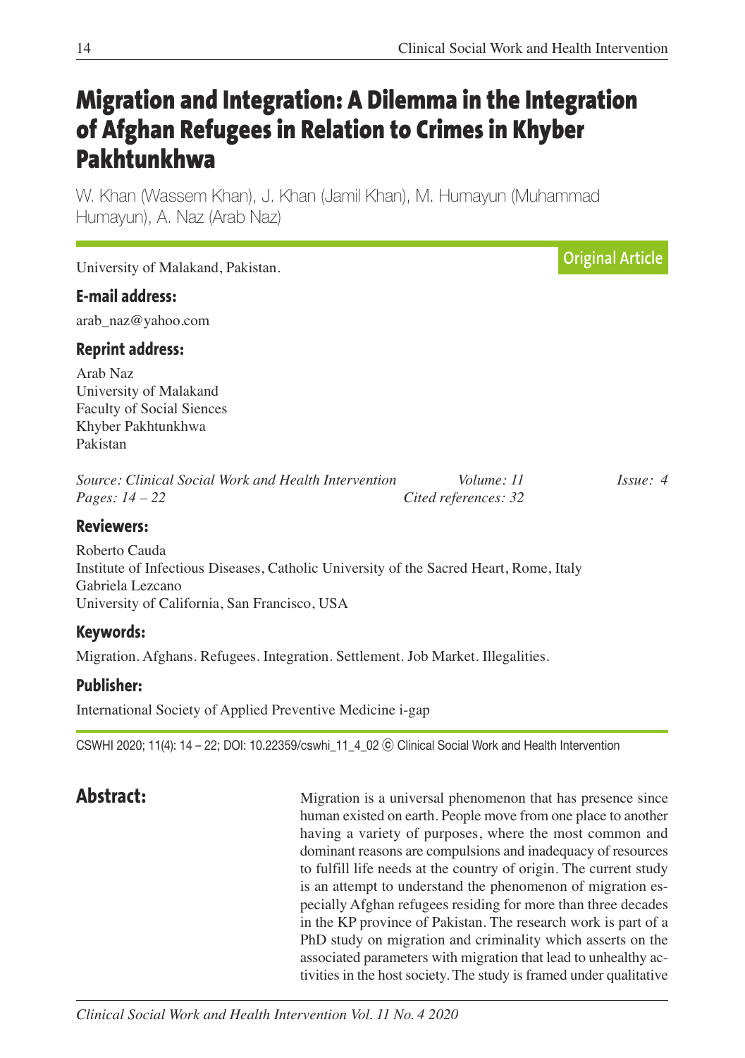# Migration and Integration: A Dilemma in the Integration of Afghan Refugees in Relation to Crimes in Khyber Pakhtunkhwa

W. Khan (Wassem Khan), J. Khan (Jamil Khan), M. Humayun (Muhammad Humayun), A. Naz (Arab Naz)

**Original Article**

University of Malakand, Pakistan.

### E-mail address:

arab_naz@yahoo.com

### Reprint address:

Arab Naz
University of Malakand
Faculty of Social Siences
Khyber Pakhtunkhwa
Pakistan

*Source: Clinical Social Work and Health Intervention* *Volume: 11* *Issue: 4*
*Pages: 14 – 22* *Cited references: 32*

### Reviewers:

Roberto Cauda
Institute of Infectious Diseases, Catholic University of the Sacred Heart, Rome, Italy
Gabriela Lezcano
University of California, San Francisco, USA

### Keywords:

Migration. Afghans. Refugees. Integration. Settlement. Job Market. Illegalities.

### Publisher:

International Society of Applied Preventive Medicine i-gap

CSWHI 2020; 11(4): 14 – 22; DOI: 10.22359/cswhi_11_4_02 © Clinical Social Work and Health Intervention

## Abstract:

Migration is a universal phenomenon that has presence since human existed on earth. People move from one place to another having a variety of purposes, where the most common and dominant reasons are compulsions and inadequacy of resources to fulfill life needs at the country of origin. The current study is an attempt to understand the phenomenon of migration especially Afghan refugees residing for more than three decades in the KP province of Pakistan. The research work is part of a PhD study on migration and criminality which asserts on the associated parameters with migration that lead to unhealthy activities in the host society. The study is framed under qualitative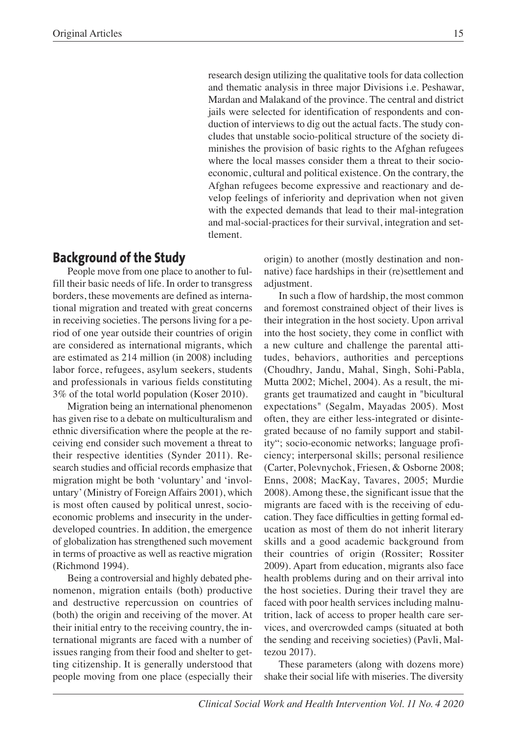research design utilizing the qualitative tools for data collection and thematic analysis in three major Divisions i.e. Peshawar, Mardan and Malakand of the province. The central and district jails were selected for identification of respondents and conduction of interviews to dig out the actual facts. The study concludes that unstable socio-political structure of the society diminishes the provision of basic rights to the Afghan refugees where the local masses consider them a threat to their socio-economic, cultural and political existence. On the contrary, the Afghan refugees become expressive and reactionary and develop feelings of inferiority and deprivation when not given with the expected demands that lead to their mal-integration and mal-social-practices for their survival, integration and settlement.

## Background of the Study

People move from one place to another to fulfill their basic needs of life. In order to transgress borders, these movements are defined as international migration and treated with great concerns in receiving societies. The persons living for a period of one year outside their countries of origin are considered as international migrants, which are estimated as 214 million (in 2008) including labor force, refugees, asylum seekers, students and professionals in various fields constituting 3% of the total world population (Koser 2010).

Migration being an international phenomenon has given rise to a debate on multiculturalism and ethnic diversification where the people at the receiving end consider such movement a threat to their respective identities (Synder 2011). Research studies and official records emphasize that migration might be both 'voluntary' and 'involuntary' (Ministry of Foreign Affairs 2001), which is most often caused by political unrest, socio-economic problems and insecurity in the underdeveloped countries. In addition, the emergence of globalization has strengthened such movement in terms of proactive as well as reactive migration (Richmond 1994).

Being a controversial and highly debated phenomenon, migration entails (both) productive and destructive repercussion on countries of (both) the origin and receiving of the mover. At their initial entry to the receiving country, the international migrants are faced with a number of issues ranging from their food and shelter to getting citizenship. It is generally understood that people moving from one place (especially their origin) to another (mostly destination and non-native) face hardships in their (re)settlement and adjustment.

In such a flow of hardship, the most common and foremost constrained object of their lives is their integration in the host society. Upon arrival into the host society, they come in conflict with a new culture and challenge the parental attitudes, behaviors, authorities and perceptions (Choudhry, Jandu, Mahal, Singh, Sohi-Pabla, Mutta 2002; Michel, 2004). As a result, the migrants get traumatized and caught in "bicultural expectations" (Segalm, Mayadas 2005). Most often, they are either less-integrated or disintegrated because of no family support and stability"; socio-economic networks; language proficiency; interpersonal skills; personal resilience (Carter, Polevnychok, Friesen, & Osborne 2008; Enns, 2008; MacKay, Tavares, 2005; Murdie 2008). Among these, the significant issue that the migrants are faced with is the receiving of education. They face difficulties in getting formal education as most of them do not inherit literary skills and a good academic background from their countries of origin (Rossiter; Rossiter 2009). Apart from education, migrants also face health problems during and on their arrival into the host societies. During their travel they are faced with poor health services including malnutrition, lack of access to proper health care services, and overcrowded camps (situated at both the sending and receiving societies) (Pavli, Maltezou 2017).

These parameters (along with dozens more) shake their social life with miseries. The diversity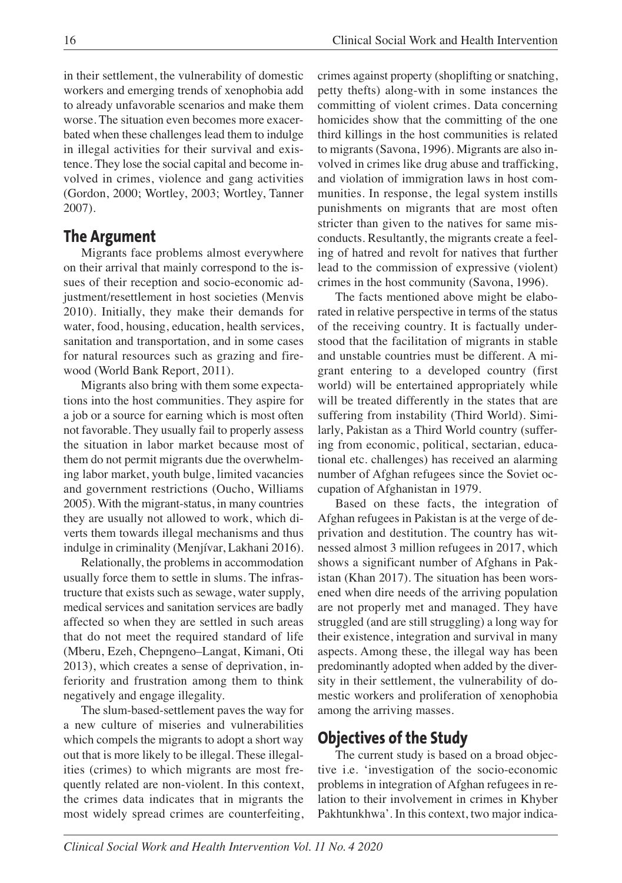in their settlement, the vulnerability of domestic workers and emerging trends of xenophobia add to already unfavorable scenarios and make them worse. The situation even becomes more exacerbated when these challenges lead them to indulge in illegal activities for their survival and existence. They lose the social capital and become involved in crimes, violence and gang activities (Gordon, 2000; Wortley, 2003; Wortley, Tanner 2007).

## The Argument

Migrants face problems almost everywhere on their arrival that mainly correspond to the issues of their reception and socio-economic adjustment/resettlement in host societies (Menvis 2010). Initially, they make their demands for water, food, housing, education, health services, sanitation and transportation, and in some cases for natural resources such as grazing and firewood (World Bank Report, 2011).

Migrants also bring with them some expectations into the host communities. They aspire for a job or a source for earning which is most often not favorable. They usually fail to properly assess the situation in labor market because most of them do not permit migrants due the overwhelming labor market, youth bulge, limited vacancies and government restrictions (Oucho, Williams 2005). With the migrant-status, in many countries they are usually not allowed to work, which diverts them towards illegal mechanisms and thus indulge in criminality (Menjívar, Lakhani 2016).

Relationally, the problems in accommodation usually force them to settle in slums. The infrastructure that exists such as sewage, water supply, medical services and sanitation services are badly affected so when they are settled in such areas that do not meet the required standard of life (Mberu, Ezeh, Chepngeno–Langat, Kimani, Oti 2013), which creates a sense of deprivation, inferiority and frustration among them to think negatively and engage illegality.

The slum-based-settlement paves the way for a new culture of miseries and vulnerabilities which compels the migrants to adopt a short way out that is more likely to be illegal. These illegalities (crimes) to which migrants are most frequently related are non-violent. In this context, the crimes data indicates that in migrants the most widely spread crimes are counterfeiting, crimes against property (shoplifting or snatching, petty thefts) along-with in some instances the committing of violent crimes. Data concerning homicides show that the committing of the one third killings in the host communities is related to migrants (Savona, 1996). Migrants are also involved in crimes like drug abuse and trafficking, and violation of immigration laws in host communities. In response, the legal system instills punishments on migrants that are most often stricter than given to the natives for same misconducts. Resultantly, the migrants create a feeling of hatred and revolt for natives that further lead to the commission of expressive (violent) crimes in the host community (Savona, 1996).

The facts mentioned above might be elaborated in relative perspective in terms of the status of the receiving country. It is factually understood that the facilitation of migrants in stable and unstable countries must be different. A migrant entering to a developed country (first world) will be entertained appropriately while will be treated differently in the states that are suffering from instability (Third World). Similarly, Pakistan as a Third World country (suffering from economic, political, sectarian, educational etc. challenges) has received an alarming number of Afghan refugees since the Soviet occupation of Afghanistan in 1979.

Based on these facts, the integration of Afghan refugees in Pakistan is at the verge of deprivation and destitution. The country has witnessed almost 3 million refugees in 2017, which shows a significant number of Afghans in Pakistan (Khan 2017). The situation has been worsened when dire needs of the arriving population are not properly met and managed. They have struggled (and are still struggling) a long way for their existence, integration and survival in many aspects. Among these, the illegal way has been predominantly adopted when added by the diversity in their settlement, the vulnerability of domestic workers and proliferation of xenophobia among the arriving masses.

## Objectives of the Study

The current study is based on a broad objective i.e. 'investigation of the socio-economic problems in integration of Afghan refugees in relation to their involvement in crimes in Khyber Pakhtunkhwa'. In this context, two major indica-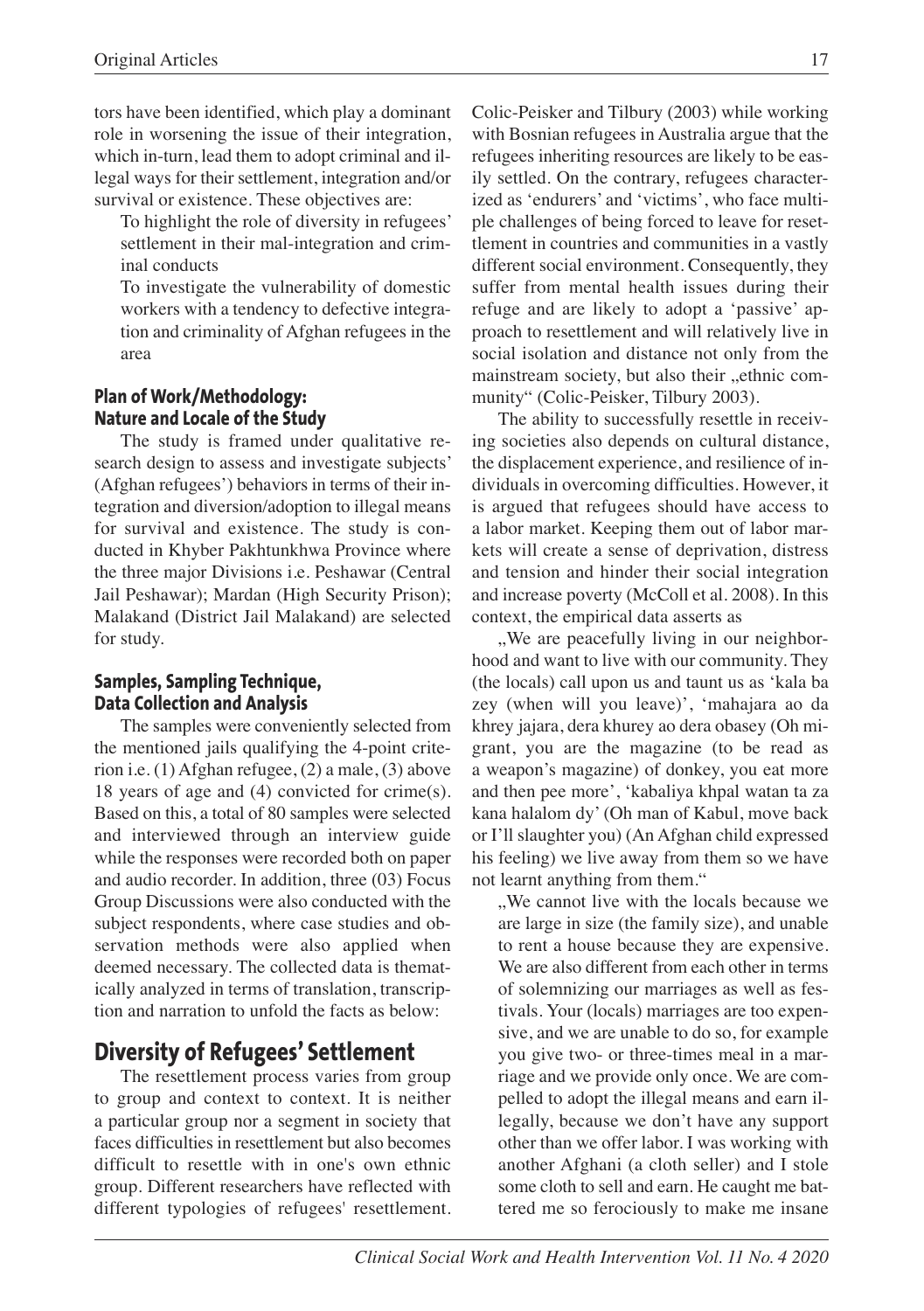tors have been identified, which play a dominant role in worsening the issue of their integration, which in-turn, lead them to adopt criminal and illegal ways for their settlement, integration and/or survival or existence. These objectives are:

To highlight the role of diversity in refugees' settlement in their mal-integration and criminal conducts

To investigate the vulnerability of domestic workers with a tendency to defective integration and criminality of Afghan refugees in the area

### Plan of Work/Methodology: Nature and Locale of the Study

The study is framed under qualitative research design to assess and investigate subjects' (Afghan refugees') behaviors in terms of their integration and diversion/adoption to illegal means for survival and existence. The study is conducted in Khyber Pakhtunkhwa Province where the three major Divisions i.e. Peshawar (Central Jail Peshawar); Mardan (High Security Prison); Malakand (District Jail Malakand) are selected for study.

### Samples, Sampling Technique, Data Collection and Analysis

The samples were conveniently selected from the mentioned jails qualifying the 4-point criterion i.e. (1) Afghan refugee, (2) a male, (3) above 18 years of age and (4) convicted for crime(s). Based on this, a total of 80 samples were selected and interviewed through an interview guide while the responses were recorded both on paper and audio recorder. In addition, three (03) Focus Group Discussions were also conducted with the subject respondents, where case studies and observation methods were also applied when deemed necessary. The collected data is thematically analyzed in terms of translation, transcription and narration to unfold the facts as below:

## Diversity of Refugees' Settlement

The resettlement process varies from group to group and context to context. It is neither a particular group nor a segment in society that faces difficulties in resettlement but also becomes difficult to resettle with in one's own ethnic group. Different researchers have reflected with different typologies of refugees' resettlement. Colic-Peisker and Tilbury (2003) while working with Bosnian refugees in Australia argue that the refugees inheriting resources are likely to be easily settled. On the contrary, refugees characterized as 'endurers' and 'victims', who face multiple challenges of being forced to leave for resettlement in countries and communities in a vastly different social environment. Consequently, they suffer from mental health issues during their refuge and are likely to adopt a 'passive' approach to resettlement and will relatively live in social isolation and distance not only from the mainstream society, but also their „ethnic community" (Colic-Peisker, Tilbury 2003).

The ability to successfully resettle in receiving societies also depends on cultural distance, the displacement experience, and resilience of individuals in overcoming difficulties. However, it is argued that refugees should have access to a labor market. Keeping them out of labor markets will create a sense of deprivation, distress and tension and hinder their social integration and increase poverty (McColl et al. 2008). In this context, the empirical data asserts as

„We are peacefully living in our neighborhood and want to live with our community. They (the locals) call upon us and taunt us as 'kala ba zey (when will you leave)', 'mahajara ao da khrey jajara, dera khurey ao dera obasey (Oh migrant, you are the magazine (to be read as a weapon's magazine) of donkey, you eat more and then pee more', 'kabaliya khpal watan ta za kana halalom dy' (Oh man of Kabul, move back or I'll slaughter you) (An Afghan child expressed his feeling) we live away from them so we have not learnt anything from them."

„We cannot live with the locals because we are large in size (the family size), and unable to rent a house because they are expensive. We are also different from each other in terms of solemnizing our marriages as well as festivals. Your (locals) marriages are too expensive, and we are unable to do so, for example you give two- or three-times meal in a marriage and we provide only once. We are compelled to adopt the illegal means and earn illegally, because we don't have any support other than we offer labor. I was working with another Afghani (a cloth seller) and I stole some cloth to sell and earn. He caught me battered me so ferociously to make me insane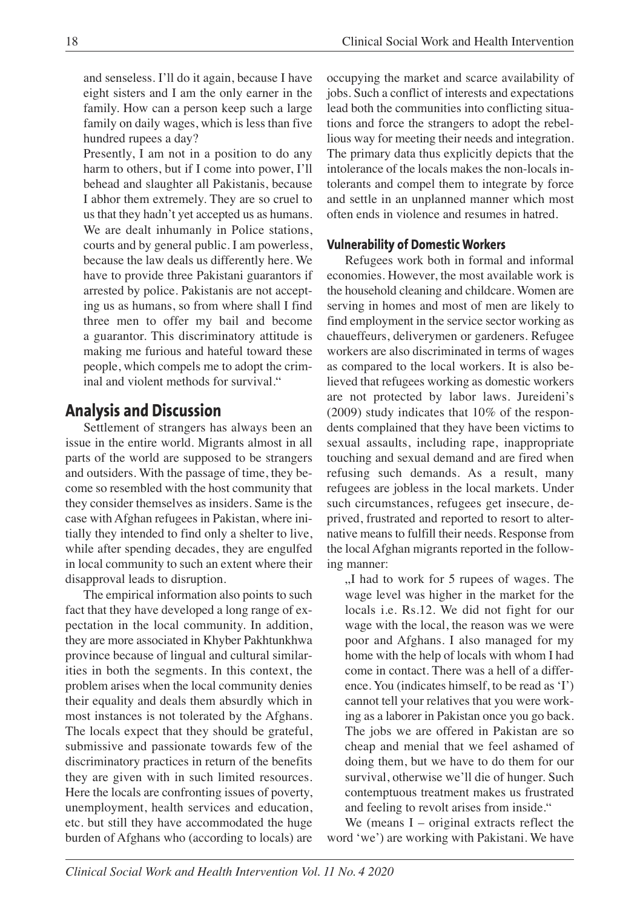and senseless. I'll do it again, because I have eight sisters and I am the only earner in the family. How can a person keep such a large family on daily wages, which is less than five hundred rupees a day?

Presently, I am not in a position to do any harm to others, but if I come into power, I'll behead and slaughter all Pakistanis, because I abhor them extremely. They are so cruel to us that they hadn't yet accepted us as humans. We are dealt inhumanly in Police stations, courts and by general public. I am powerless, because the law deals us differently here. We have to provide three Pakistani guarantors if arrested by police. Pakistanis are not accepting us as humans, so from where shall I find three men to offer my bail and become a guarantor. This discriminatory attitude is making me furious and hateful toward these people, which compels me to adopt the criminal and violent methods for survival."

## Analysis and Discussion

Settlement of strangers has always been an issue in the entire world. Migrants almost in all parts of the world are supposed to be strangers and outsiders. With the passage of time, they become so resembled with the host community that they consider themselves as insiders. Same is the case with Afghan refugees in Pakistan, where initially they intended to find only a shelter to live, while after spending decades, they are engulfed in local community to such an extent where their disapproval leads to disruption.

The empirical information also points to such fact that they have developed a long range of expectation in the local community. In addition, they are more associated in Khyber Pakhtunkhwa province because of lingual and cultural similarities in both the segments. In this context, the problem arises when the local community denies their equality and deals them absurdly which in most instances is not tolerated by the Afghans. The locals expect that they should be grateful, submissive and passionate towards few of the discriminatory practices in return of the benefits they are given with in such limited resources. Here the locals are confronting issues of poverty, unemployment, health services and education, etc. but still they have accommodated the huge burden of Afghans who (according to locals) are occupying the market and scarce availability of jobs. Such a conflict of interests and expectations lead both the communities into conflicting situations and force the strangers to adopt the rebellious way for meeting their needs and integration. The primary data thus explicitly depicts that the intolerance of the locals makes the non-locals intolerants and compel them to integrate by force and settle in an unplanned manner which most often ends in violence and resumes in hatred.

### Vulnerability of Domestic Workers

Refugees work both in formal and informal economies. However, the most available work is the household cleaning and childcare. Women are serving in homes and most of men are likely to find employment in the service sector working as chaueffeurs, deliverymen or gardeners. Refugee workers are also discriminated in terms of wages as compared to the local workers. It is also believed that refugees working as domestic workers are not protected by labor laws. Jureideni's (2009) study indicates that 10% of the respondents complained that they have been victims to sexual assaults, including rape, inappropriate touching and sexual demand and are fired when refusing such demands. As a result, many refugees are jobless in the local markets. Under such circumstances, refugees get insecure, deprived, frustrated and reported to resort to alternative means to fulfill their needs. Response from the local Afghan migrants reported in the following manner:

„I had to work for 5 rupees of wages. The wage level was higher in the market for the locals i.e. Rs.12. We did not fight for our wage with the local, the reason was we were poor and Afghans. I also managed for my home with the help of locals with whom I had come in contact. There was a hell of a difference. You (indicates himself, to be read as 'I') cannot tell your relatives that you were working as a laborer in Pakistan once you go back. The jobs we are offered in Pakistan are so cheap and menial that we feel ashamed of doing them, but we have to do them for our survival, otherwise we'll die of hunger. Such contemptuous treatment makes us frustrated and feeling to revolt arises from inside."

We (means I – original extracts reflect the word 'we') are working with Pakistani. We have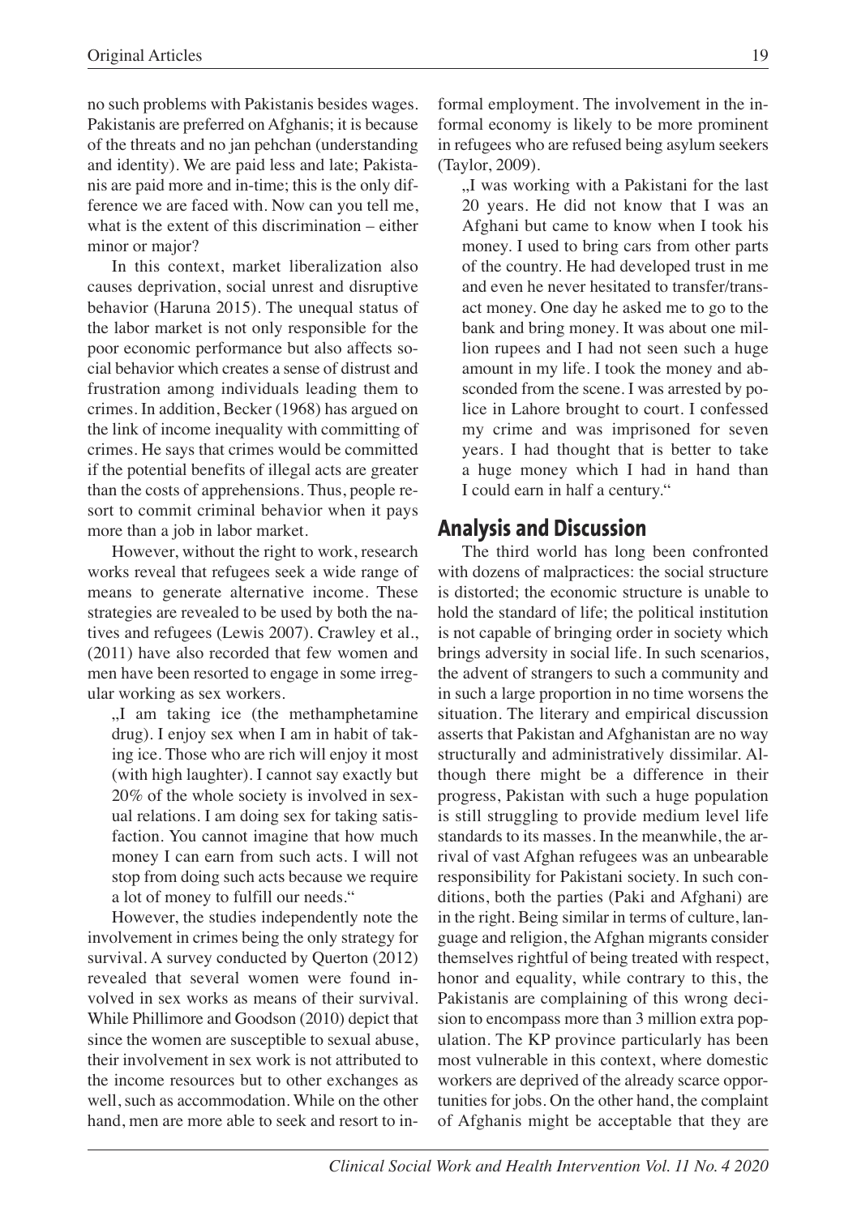no such problems with Pakistanis besides wages. Pakistanis are preferred on Afghanis; it is because of the threats and no jan pehchan (understanding and identity). We are paid less and late; Pakistanis are paid more and in-time; this is the only difference we are faced with. Now can you tell me, what is the extent of this discrimination – either minor or major?

In this context, market liberalization also causes deprivation, social unrest and disruptive behavior (Haruna 2015). The unequal status of the labor market is not only responsible for the poor economic performance but also affects social behavior which creates a sense of distrust and frustration among individuals leading them to crimes. In addition, Becker (1968) has argued on the link of income inequality with committing of crimes. He says that crimes would be committed if the potential benefits of illegal acts are greater than the costs of apprehensions. Thus, people resort to commit criminal behavior when it pays more than a job in labor market.

However, without the right to work, research works reveal that refugees seek a wide range of means to generate alternative income. These strategies are revealed to be used by both the natives and refugees (Lewis 2007). Crawley et al., (2011) have also recorded that few women and men have been resorted to engage in some irregular working as sex workers.

> „I am taking ice (the methamphetamine drug). I enjoy sex when I am in habit of taking ice. Those who are rich will enjoy it most (with high laughter). I cannot say exactly but 20% of the whole society is involved in sexual relations. I am doing sex for taking satisfaction. You cannot imagine that how much money I can earn from such acts. I will not stop from doing such acts because we require a lot of money to fulfill our needs."

However, the studies independently note the involvement in crimes being the only strategy for survival. A survey conducted by Querton (2012) revealed that several women were found involved in sex works as means of their survival. While Phillimore and Goodson (2010) depict that since the women are susceptible to sexual abuse, their involvement in sex work is not attributed to the income resources but to other exchanges as well, such as accommodation. While on the other hand, men are more able to seek and resort to informal employment. The involvement in the informal economy is likely to be more prominent in refugees who are refused being asylum seekers (Taylor, 2009).

> „I was working with a Pakistani for the last 20 years. He did not know that I was an Afghani but came to know when I took his money. I used to bring cars from other parts of the country. He had developed trust in me and even he never hesitated to transfer/transact money. One day he asked me to go to the bank and bring money. It was about one million rupees and I had not seen such a huge amount in my life. I took the money and absconded from the scene. I was arrested by police in Lahore brought to court. I confessed my crime and was imprisoned for seven years. I had thought that is better to take a huge money which I had in hand than I could earn in half a century."

## Analysis and Discussion

The third world has long been confronted with dozens of malpractices: the social structure is distorted; the economic structure is unable to hold the standard of life; the political institution is not capable of bringing order in society which brings adversity in social life. In such scenarios, the advent of strangers to such a community and in such a large proportion in no time worsens the situation. The literary and empirical discussion asserts that Pakistan and Afghanistan are no way structurally and administratively dissimilar. Although there might be a difference in their progress, Pakistan with such a huge population is still struggling to provide medium level life standards to its masses. In the meanwhile, the arrival of vast Afghan refugees was an unbearable responsibility for Pakistani society. In such conditions, both the parties (Paki and Afghani) are in the right. Being similar in terms of culture, language and religion, the Afghan migrants consider themselves rightful of being treated with respect, honor and equality, while contrary to this, the Pakistanis are complaining of this wrong decision to encompass more than 3 million extra population. The KP province particularly has been most vulnerable in this context, where domestic workers are deprived of the already scarce opportunities for jobs. On the other hand, the complaint of Afghanis might be acceptable that they are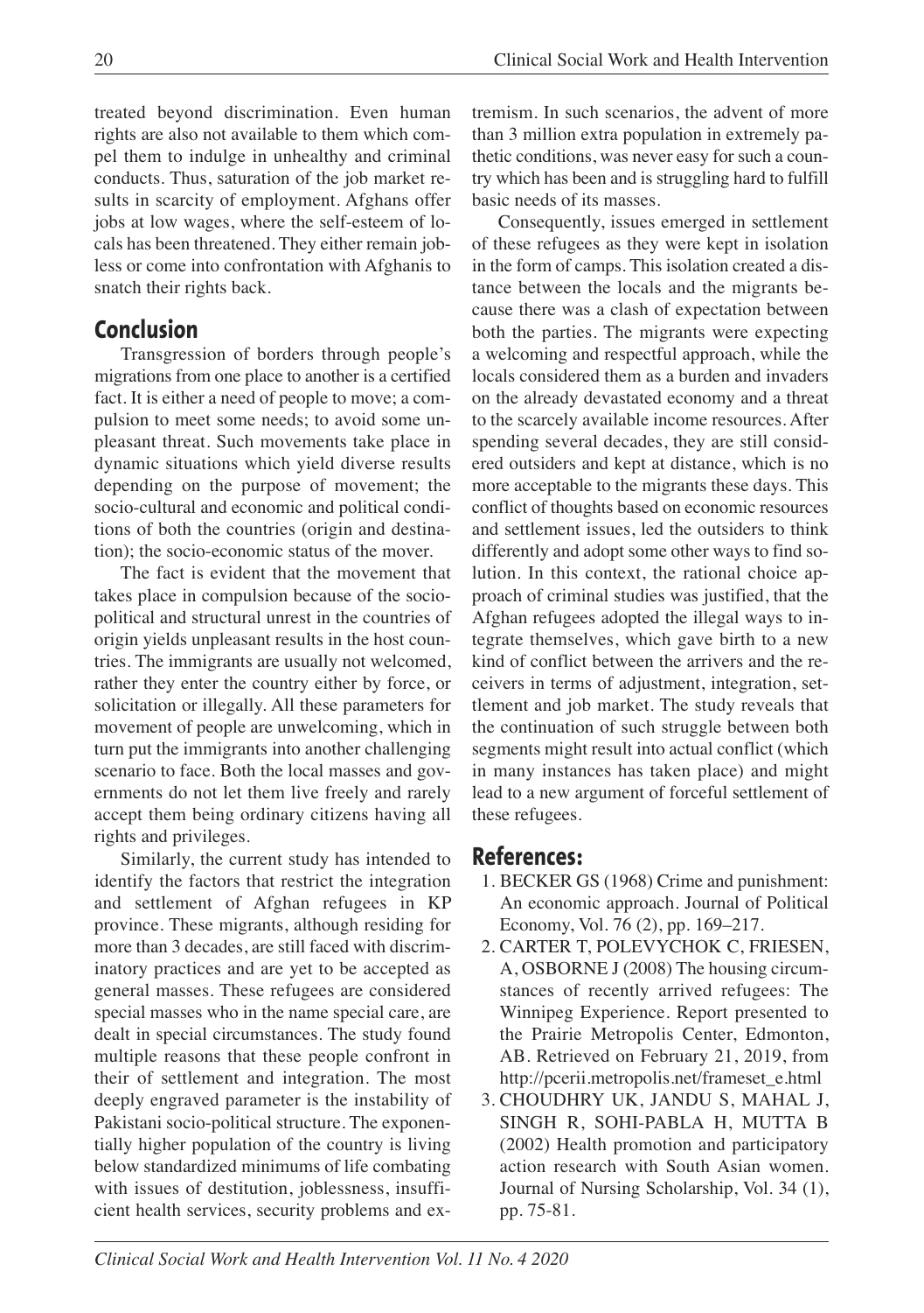treated beyond discrimination. Even human rights are also not available to them which compel them to indulge in unhealthy and criminal conducts. Thus, saturation of the job market results in scarcity of employment. Afghans offer jobs at low wages, where the self-esteem of locals has been threatened. They either remain jobless or come into confrontation with Afghanis to snatch their rights back.

## Conclusion

Transgression of borders through people's migrations from one place to another is a certified fact. It is either a need of people to move; a compulsion to meet some needs; to avoid some unpleasant threat. Such movements take place in dynamic situations which yield diverse results depending on the purpose of movement; the socio-cultural and economic and political conditions of both the countries (origin and destination); the socio-economic status of the mover.

The fact is evident that the movement that takes place in compulsion because of the socio-political and structural unrest in the countries of origin yields unpleasant results in the host countries. The immigrants are usually not welcomed, rather they enter the country either by force, or solicitation or illegally. All these parameters for movement of people are unwelcoming, which in turn put the immigrants into another challenging scenario to face. Both the local masses and governments do not let them live freely and rarely accept them being ordinary citizens having all rights and privileges.

Similarly, the current study has intended to identify the factors that restrict the integration and settlement of Afghan refugees in KP province. These migrants, although residing for more than 3 decades, are still faced with discriminatory practices and are yet to be accepted as general masses. These refugees are considered special masses who in the name special care, are dealt in special circumstances. The study found multiple reasons that these people confront in their of settlement and integration. The most deeply engraved parameter is the instability of Pakistani socio-political structure. The exponentially higher population of the country is living below standardized minimums of life combating with issues of destitution, joblessness, insufficient health services, security problems and extremism. In such scenarios, the advent of more than 3 million extra population in extremely pathetic conditions, was never easy for such a country which has been and is struggling hard to fulfill basic needs of its masses.

Consequently, issues emerged in settlement of these refugees as they were kept in isolation in the form of camps. This isolation created a distance between the locals and the migrants because there was a clash of expectation between both the parties. The migrants were expecting a welcoming and respectful approach, while the locals considered them as a burden and invaders on the already devastated economy and a threat to the scarcely available income resources. After spending several decades, they are still considered outsiders and kept at distance, which is no more acceptable to the migrants these days. This conflict of thoughts based on economic resources and settlement issues, led the outsiders to think differently and adopt some other ways to find solution. In this context, the rational choice approach of criminal studies was justified, that the Afghan refugees adopted the illegal ways to integrate themselves, which gave birth to a new kind of conflict between the arrivers and the receivers in terms of adjustment, integration, settlement and job market. The study reveals that the continuation of such struggle between both segments might result into actual conflict (which in many instances has taken place) and might lead to a new argument of forceful settlement of these refugees.

## References:

1. BECKER GS (1968) Crime and punishment: An economic approach. Journal of Political Economy, Vol. 76 (2), pp. 169–217.
2. CARTER T, POLEVYCHOK C, FRIESEN, A, OSBORNE J (2008) The housing circumstances of recently arrived refugees: The Winnipeg Experience. Report presented to the Prairie Metropolis Center, Edmonton, AB. Retrieved on February 21, 2019, from http://pcerii.metropolis.net/frameset_e.html
3. CHOUDHRY UK, JANDU S, MAHAL J, SINGH R, SOHI-PABLA H, MUTTA B (2002) Health promotion and participatory action research with South Asian women. Journal of Nursing Scholarship, Vol. 34 (1), pp. 75-81.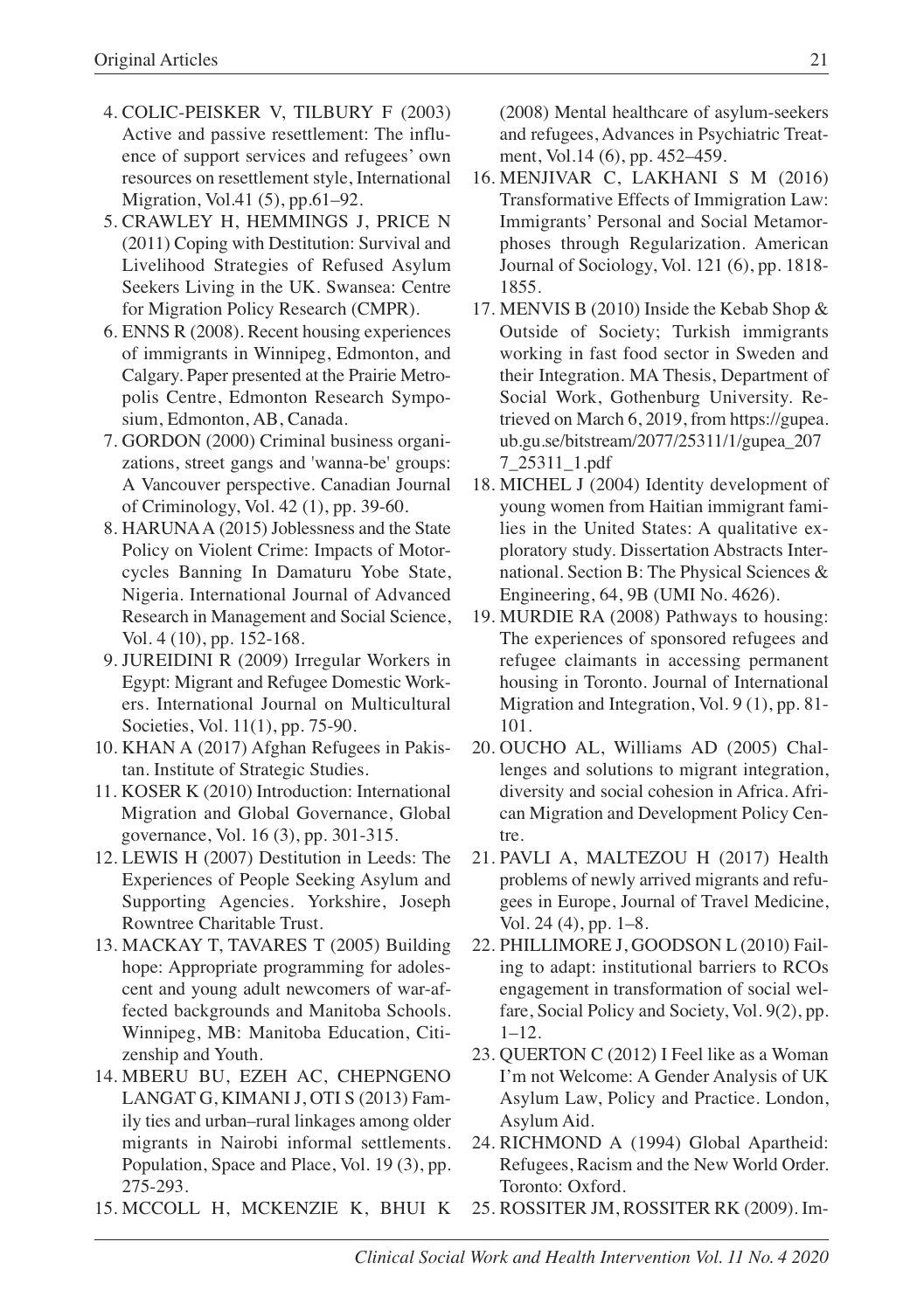4. COLIC-PEISKER V, TILBURY F (2003) Active and passive resettlement: The influence of support services and refugees' own resources on resettlement style, International Migration, Vol.41 (5), pp.61–92.
5. CRAWLEY H, HEMMINGS J, PRICE N (2011) Coping with Destitution: Survival and Livelihood Strategies of Refused Asylum Seekers Living in the UK. Swansea: Centre for Migration Policy Research (CMPR).
6. ENNS R (2008). Recent housing experiences of immigrants in Winnipeg, Edmonton, and Calgary. Paper presented at the Prairie Metropolis Centre, Edmonton Research Symposium, Edmonton, AB, Canada.
7. GORDON (2000) Criminal business organizations, street gangs and 'wanna-be' groups: A Vancouver perspective. Canadian Journal of Criminology, Vol. 42 (1), pp. 39-60.
8. HARUNA A (2015) Joblessness and the State Policy on Violent Crime: Impacts of Motorcycles Banning In Damaturu Yobe State, Nigeria. International Journal of Advanced Research in Management and Social Science, Vol. 4 (10), pp. 152-168.
9. JUREIDINI R (2009) Irregular Workers in Egypt: Migrant and Refugee Domestic Workers. International Journal on Multicultural Societies, Vol. 11(1), pp. 75-90.
10. KHAN A (2017) Afghan Refugees in Pakistan. Institute of Strategic Studies.
11. KOSER K (2010) Introduction: International Migration and Global Governance, Global governance, Vol. 16 (3), pp. 301-315.
12. LEWIS H (2007) Destitution in Leeds: The Experiences of People Seeking Asylum and Supporting Agencies. Yorkshire, Joseph Rowntree Charitable Trust.
13. MACKAY T, TAVARES T (2005) Building hope: Appropriate programming for adolescent and young adult newcomers of war-affected backgrounds and Manitoba Schools. Winnipeg, MB: Manitoba Education, Citizenship and Youth.
14. MBERU BU, EZEH AC, CHEPNGENO LANGAT G, KIMANI J, OTI S (2013) Family ties and urban–rural linkages among older migrants in Nairobi informal settlements. Population, Space and Place, Vol. 19 (3), pp. 275-293.
15. MCCOLL H, MCKENZIE K, BHUI K (2008) Mental healthcare of asylum-seekers and refugees, Advances in Psychiatric Treatment, Vol.14 (6), pp. 452–459.
16. MENJIVAR C, LAKHANI S M (2016) Transformative Effects of Immigration Law: Immigrants' Personal and Social Metamorphoses through Regularization. American Journal of Sociology, Vol. 121 (6), pp. 1818-1855.
17. MENVIS B (2010) Inside the Kebab Shop & Outside of Society; Turkish immigrants working in fast food sector in Sweden and their Integration. MA Thesis, Department of Social Work, Gothenburg University. Retrieved on March 6, 2019, from https://gupea.ub.gu.se/bitstream/2077/25311/1/gupea_2077_25311_1.pdf
18. MICHEL J (2004) Identity development of young women from Haitian immigrant families in the United States: A qualitative exploratory study. Dissertation Abstracts International. Section B: The Physical Sciences & Engineering, 64, 9B (UMI No. 4626).
19. MURDIE RA (2008) Pathways to housing: The experiences of sponsored refugees and refugee claimants in accessing permanent housing in Toronto. Journal of International Migration and Integration, Vol. 9 (1), pp. 81-101.
20. OUCHO AL, Williams AD (2005) Challenges and solutions to migrant integration, diversity and social cohesion in Africa. African Migration and Development Policy Centre.
21. PAVLI A, MALTEZOU H (2017) Health problems of newly arrived migrants and refugees in Europe, Journal of Travel Medicine, Vol. 24 (4), pp. 1–8.
22. PHILLIMORE J, GOODSON L (2010) Failing to adapt: institutional barriers to RCOs engagement in transformation of social welfare, Social Policy and Society, Vol. 9(2), pp. 1–12.
23. QUERTON C (2012) I Feel like as a Woman I'm not Welcome: A Gender Analysis of UK Asylum Law, Policy and Practice. London, Asylum Aid.
24. RICHMOND A (1994) Global Apartheid: Refugees, Racism and the New World Order. Toronto: Oxford.
25. ROSSITER JM, ROSSITER RK (2009). Im-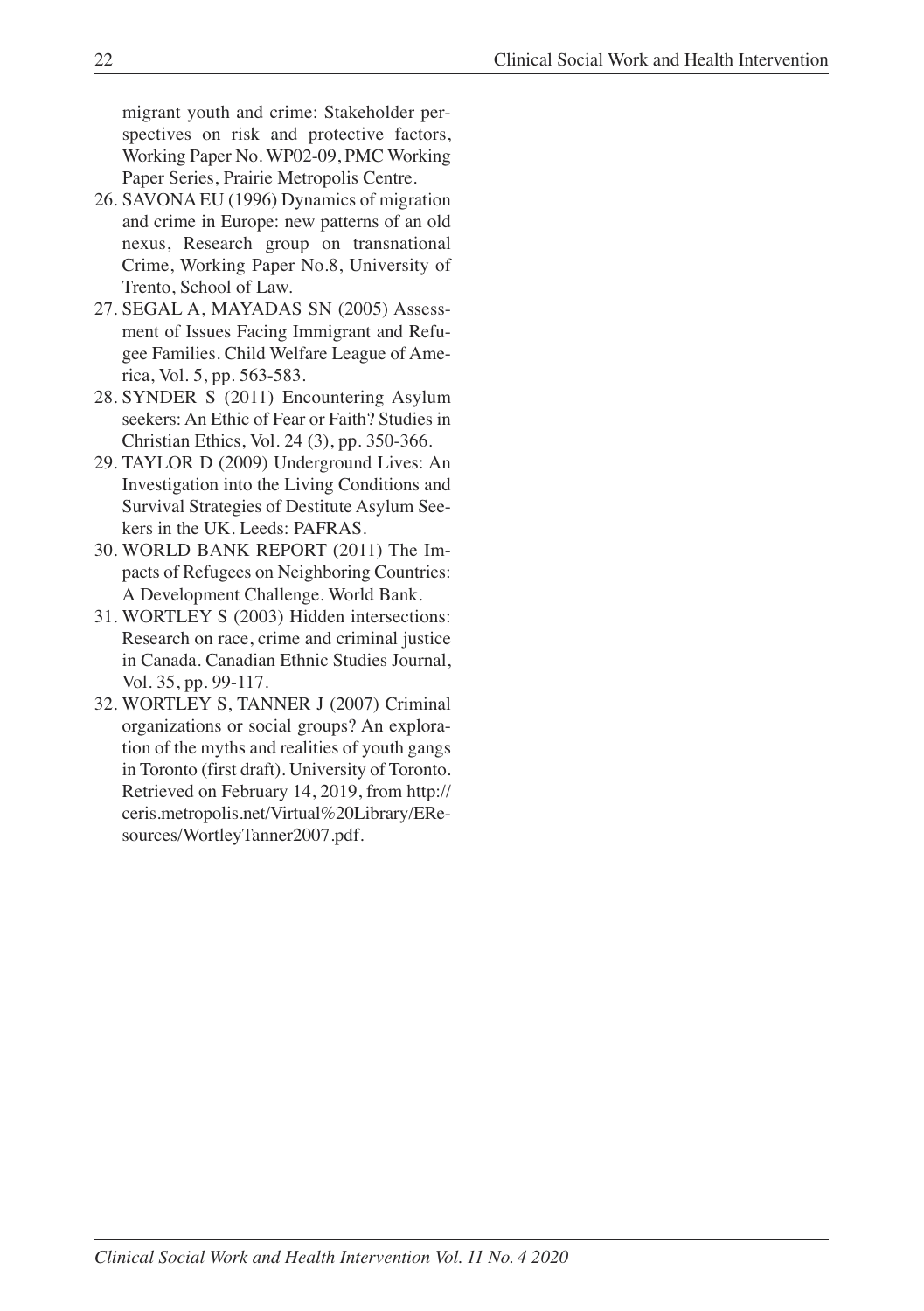migrant youth and crime: Stakeholder perspectives on risk and protective factors, Working Paper No. WP02-09, PMC Working Paper Series, Prairie Metropolis Centre.

26. SAVONA EU (1996) Dynamics of migration and crime in Europe: new patterns of an old nexus, Research group on transnational Crime, Working Paper No.8, University of Trento, School of Law.
27. SEGAL A, MAYADAS SN (2005) Assessment of Issues Facing Immigrant and Refugee Families. Child Welfare League of America, Vol. 5, pp. 563-583.
28. SYNDER S (2011) Encountering Asylum seekers: An Ethic of Fear or Faith? Studies in Christian Ethics, Vol. 24 (3), pp. 350-366.
29. TAYLOR D (2009) Underground Lives: An Investigation into the Living Conditions and Survival Strategies of Destitute Asylum Seekers in the UK. Leeds: PAFRAS.
30. WORLD BANK REPORT (2011) The Impacts of Refugees on Neighboring Countries: A Development Challenge. World Bank.
31. WORTLEY S (2003) Hidden intersections: Research on race, crime and criminal justice in Canada. Canadian Ethnic Studies Journal, Vol. 35, pp. 99-117.
32. WORTLEY S, TANNER J (2007) Criminal organizations or social groups? An exploration of the myths and realities of youth gangs in Toronto (first draft). University of Toronto. Retrieved on February 14, 2019, from http://ceris.metropolis.net/Virtual%20Library/EResources/WortleyTanner2007.pdf.